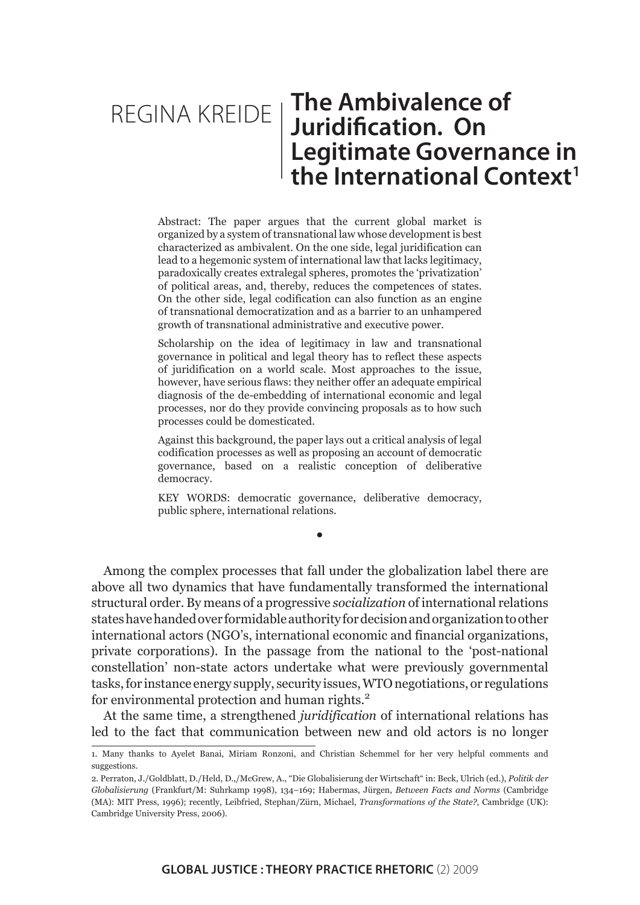REGINA KREIDE

# The Ambivalence of Juridification. On Legitimate Governance in the International Context[1]

Abstract: The paper argues that the current global market is organized by a system of transnational law whose development is best characterized as ambivalent. On the one side, legal juridification can lead to a hegemonic system of international law that lacks legitimacy, paradoxically creates extralegal spheres, promotes the 'privatization' of political areas, and, thereby, reduces the competences of states. On the other side, legal codification can also function as an engine of transnational democratization and as a barrier to an unhampered growth of transnational administrative and executive power.

Scholarship on the idea of legitimacy in law and transnational governance in political and legal theory has to reflect these aspects of juridification on a world scale. Most approaches to the issue, however, have serious flaws: they neither offer an adequate empirical diagnosis of the de-embedding of international economic and legal processes, nor do they provide convincing proposals as to how such processes could be domesticated.

Against this background, the paper lays out a critical analysis of legal codification processes as well as proposing an account of democratic governance, based on a realistic conception of deliberative democracy.

KEY WORDS: democratic governance, deliberative democracy, public sphere, international relations.

•

Among the complex processes that fall under the globalization label there are above all two dynamics that have fundamentally transformed the international structural order. By means of a progressive *socialization* of international relations states have handed over formidable authority for decision and organization to other international actors (NGO's, international economic and financial organizations, private corporations). In the passage from the national to the 'post-national constellation' non-state actors undertake what were previously governmental tasks, for instance energy supply, security issues, WTO negotiations, or regulations for environmental protection and human rights.[2]

At the same time, a strengthened *juridification* of international relations has led to the fact that communication between new and old actors is no longer

1. Many thanks to Ayelet Banai, Miriam Ronzoni, and Christian Schemmel for her very helpful comments and suggestions.

2. Perraton, J./Goldblatt, D./Held, D.,/McGrew, A., "Die Globalisierung der Wirtschaft" in: Beck, Ulrich (ed.), *Politik der Globalisierung* (Frankfurt/M: Suhrkamp 1998), 134–169; Habermas, Jürgen, *Between Facts and Norms* (Cambridge (MA): MIT Press, 1996); recently, Leibfried, Stephan/Zürn, Michael, *Transformations of the State?*, Cambridge (UK): Cambridge University Press, 2006).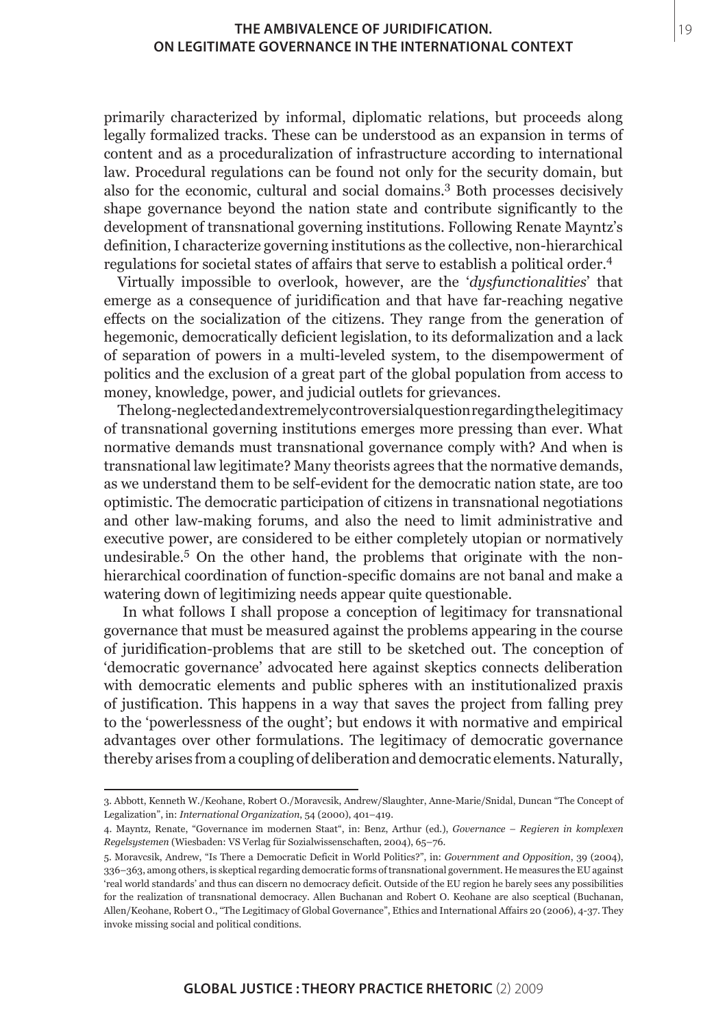primarily characterized by informal, diplomatic relations, but proceeds along legally formalized tracks. These can be understood as an expansion in terms of content and as a proceduralization of infrastructure according to international law. Procedural regulations can be found not only for the security domain, but also for the economic, cultural and social domains.[3] Both processes decisively shape governance beyond the nation state and contribute significantly to the development of transnational governing institutions. Following Renate Mayntz's definition, I characterize governing institutions as the collective, non-hierarchical regulations for societal states of affairs that serve to establish a political order.[4]

Virtually impossible to overlook, however, are the '*dysfunctionalities*' that emerge as a consequence of juridification and that have far-reaching negative effects on the socialization of the citizens. They range from the generation of hegemonic, democratically deficient legislation, to its deformalization and a lack of separation of powers in a multi-leveled system, to the disempowerment of politics and the exclusion of a great part of the global population from access to money, knowledge, power, and judicial outlets for grievances.

The long-neglected and extremely controversial question regarding the legitimacy of transnational governing institutions emerges more pressing than ever. What normative demands must transnational governance comply with? And when is transnational law legitimate? Many theorists agree that the normative demands, as we understand them to be self-evident for the democratic nation state, are too optimistic. The democratic participation of citizens in transnational negotiations and other law-making forums, and also the need to limit administrative and executive power, are considered to be either completely utopian or normatively undesirable.[5] On the other hand, the problems that originate with the non-hierarchical coordination of function-specific domains are not banal and make a watering down of legitimizing needs appear quite questionable.

In what follows I shall propose a conception of legitimacy for transnational governance that must be measured against the problems appearing in the course of juridification-problems that are still to be sketched out. The conception of 'democratic governance' advocated here against skeptics connects deliberation with democratic elements and public spheres with an institutionalized praxis of justification. This happens in a way that saves the project from falling prey to the 'powerlessness of the ought'; but endows it with normative and empirical advantages over other formulations. The legitimacy of democratic governance thereby arises from a coupling of deliberation and democratic elements. Naturally,

---

3. Abbott, Kenneth W./Keohane, Robert O./Moravcsik, Andrew/Slaughter, Anne-Marie/Snidal, Duncan "The Concept of Legalization", in: *International Organization*, 54 (2000), 401–419.

4. Mayntz, Renate, "Governance im modernen Staat", in: Benz, Arthur (ed.), *Governance – Regieren in komplexen Regelsystemen* (Wiesbaden: VS Verlag für Sozialwissenschaften, 2004), 65–76.

5. Moravcsik, Andrew, "Is There a Democratic Deficit in World Politics?", in: *Government and Opposition*, 39 (2004), 336–363, among others, is skeptical regarding democratic forms of transnational government. He measures the EU against 'real world standards' and thus can discern no democracy deficit. Outside of the EU region he barely sees any possibilities for the realization of transnational democracy. Allen Buchanan and Robert O. Keohane are also sceptical (Buchanan, Allen/Keohane, Robert O., "The Legitimacy of Global Governance", Ethics and International Affairs 20 (2006), 4-37. They invoke missing social and political conditions.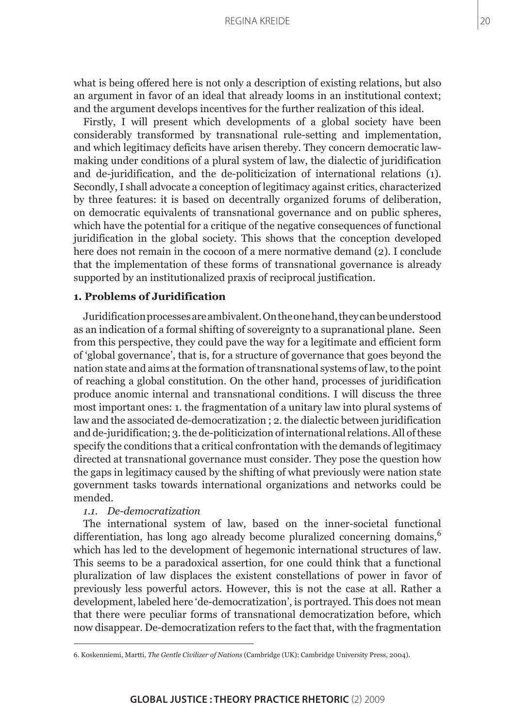what is being offered here is not only a description of existing relations, but also an argument in favor of an ideal that already looms in an institutional context; and the argument develops incentives for the further realization of this ideal.

Firstly, I will present which developments of a global society have been considerably transformed by transnational rule-setting and implementation, and which legitimacy deficits have arisen thereby. They concern democratic law-making under conditions of a plural system of law, the dialectic of juridification and de-juridification, and the de-politicization of international relations (1). Secondly, I shall advocate a conception of legitimacy against critics, characterized by three features: it is based on decentrally organized forums of deliberation, on democratic equivalents of transnational governance and on public spheres, which have the potential for a critique of the negative consequences of functional juridification in the global society. This shows that the conception developed here does not remain in the cocoon of a mere normative demand (2). I conclude that the implementation of these forms of transnational governance is already supported by an institutionalized praxis of reciprocal justification.

## 1. Problems of Juridification

Juridification processes are ambivalent. On the one hand, they can be understood as an indication of a formal shifting of sovereignty to a supranational plane. Seen from this perspective, they could pave the way for a legitimate and efficient form of 'global governance', that is, for a structure of governance that goes beyond the nation state and aims at the formation of transnational systems of law, to the point of reaching a global constitution. On the other hand, processes of juridification produce anomic internal and transnational conditions. I will discuss the three most important ones: 1. the fragmentation of a unitary law into plural systems of law and the associated de-democratization ; 2. the dialectic between juridification and de-juridification; 3. the de-politicization of international relations. All of these specify the conditions that a critical confrontation with the demands of legitimacy directed at transnational governance must consider. They pose the question how the gaps in legitimacy caused by the shifting of what previously were nation state government tasks towards international organizations and networks could be mended.

### *1.1. De-democratization*

The international system of law, based on the inner-societal functional differentiation, has long ago already become pluralized concerning domains,[6] which has led to the development of hegemonic international structures of law. This seems to be a paradoxical assertion, for one could think that a functional pluralization of law displaces the existent constellations of power in favor of previously less powerful actors. However, this is not the case at all. Rather a development, labeled here 'de-democratization', is portrayed. This does not mean that there were peculiar forms of transnational democratization before, which now disappear. De-democratization refers to the fact that, with the fragmentation

6. Koskenniemi, Martti, *The Gentle Civilizer of Nations* (Cambridge (UK): Cambridge University Press, 2004).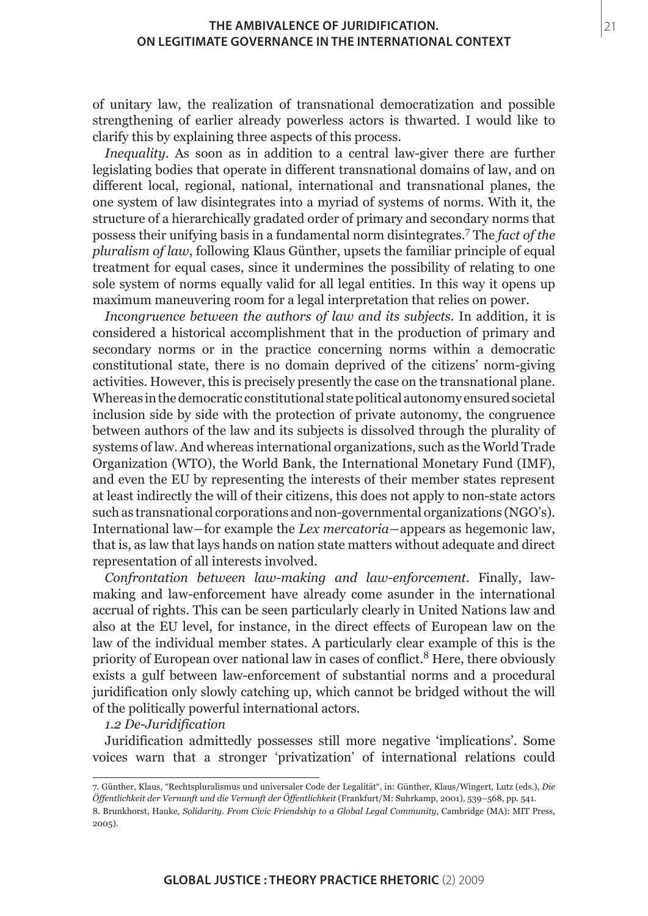of unitary law, the realization of transnational democratization and possible strengthening of earlier already powerless actors is thwarted. I would like to clarify this by explaining three aspects of this process.

*Inequality*. As soon as in addition to a central law-giver there are further legislating bodies that operate in different transnational domains of law, and on different local, regional, national, international and transnational planes, the one system of law disintegrates into a myriad of systems of norms. With it, the structure of a hierarchically gradated order of primary and secondary norms that possess their unifying basis in a fundamental norm disintegrates.[7] The *fact of the pluralism of law*, following Klaus Günther, upsets the familiar principle of equal treatment for equal cases, since it undermines the possibility of relating to one sole system of norms equally valid for all legal entities. In this way it opens up maximum maneuvering room for a legal interpretation that relies on power.

*Incongruence between the authors of law and its subjects*. In addition, it is considered a historical accomplishment that in the production of primary and secondary norms or in the practice concerning norms within a democratic constitutional state, there is no domain deprived of the citizens' norm-giving activities. However, this is precisely presently the case on the transnational plane. Whereas in the democratic constitutional state political autonomy ensured societal inclusion side by side with the protection of private autonomy, the congruence between authors of the law and its subjects is dissolved through the plurality of systems of law. And whereas international organizations, such as the World Trade Organization (WTO), the World Bank, the International Monetary Fund (IMF), and even the EU by representing the interests of their member states represent at least indirectly the will of their citizens, this does not apply to non-state actors such as transnational corporations and non-governmental organizations (NGO's). International law—for example the *Lex mercatoria*—appears as hegemonic law, that is, as law that lays hands on nation state matters without adequate and direct representation of all interests involved.

*Confrontation between law-making and law-enforcement*. Finally, law-making and law-enforcement have already come asunder in the international accrual of rights. This can be seen particularly clearly in United Nations law and also at the EU level, for instance, in the direct effects of European law on the law of the individual member states. A particularly clear example of this is the priority of European over national law in cases of conflict.[8] Here, there obviously exists a gulf between law-enforcement of substantial norms and a procedural juridification only slowly catching up, which cannot be bridged without the will of the politically powerful international actors.

### *1.2 De-Juridification*

Juridification admittedly possesses still more negative 'implications'. Some voices warn that a stronger 'privatization' of international relations could

---

7. Günther, Klaus, "Rechtspluralismus und universaler Code der Legalität", in: Günther, Klaus/Wingert, Lutz (eds.), *Die Öffentlichkeit der Vernunft und die Vernunft der Öffentlichkeit* (Frankfurt/M: Suhrkamp, 2001), 539–568, pp. 541.

8. Brunkhorst, Hauke, *Solidarity. From Civic Friendship to a Global Legal Community*, Cambridge (MA): MIT Press, 2005).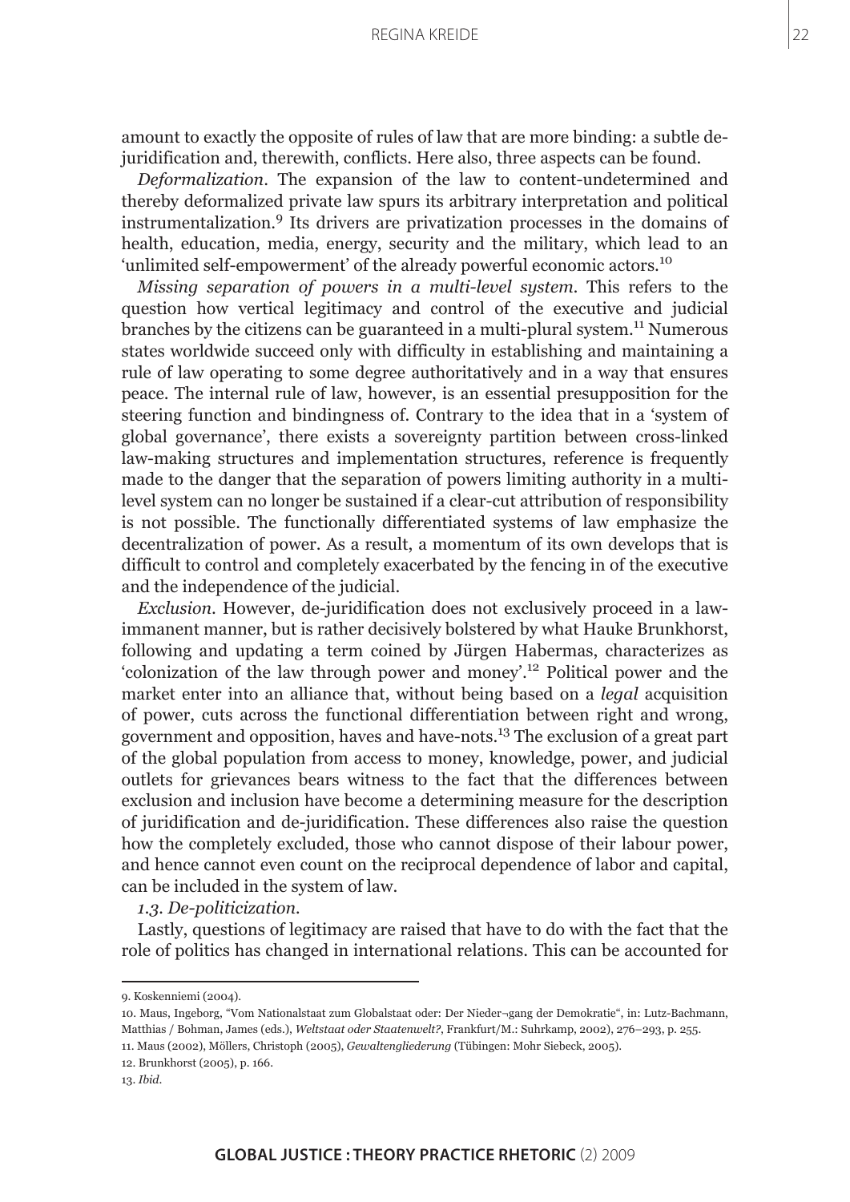amount to exactly the opposite of rules of law that are more binding: a subtle de-juridification and, therewith, conflicts. Here also, three aspects can be found.

*Deformalization*. The expansion of the law to content-undetermined and thereby deformalized private law spurs its arbitrary interpretation and political instrumentalization.[9] Its drivers are privatization processes in the domains of health, education, media, energy, security and the military, which lead to an 'unlimited self-empowerment' of the already powerful economic actors.[10]

*Missing separation of powers in a multi-level system*. This refers to the question how vertical legitimacy and control of the executive and judicial branches by the citizens can be guaranteed in a multi-plural system.[11] Numerous states worldwide succeed only with difficulty in establishing and maintaining a rule of law operating to some degree authoritatively and in a way that ensures peace. The internal rule of law, however, is an essential presupposition for the steering function and bindingness of. Contrary to the idea that in a 'system of global governance', there exists a sovereignty partition between cross-linked law-making structures and implementation structures, reference is frequently made to the danger that the separation of powers limiting authority in a multi-level system can no longer be sustained if a clear-cut attribution of responsibility is not possible. The functionally differentiated systems of law emphasize the decentralization of power. As a result, a momentum of its own develops that is difficult to control and completely exacerbated by the fencing in of the executive and the independence of the judicial.

*Exclusion*. However, de-juridification does not exclusively proceed in a law-immanent manner, but is rather decisively bolstered by what Hauke Brunkhorst, following and updating a term coined by Jürgen Habermas, characterizes as 'colonization of the law through power and money'.[12] Political power and the market enter into an alliance that, without being based on a *legal* acquisition of power, cuts across the functional differentiation between right and wrong, government and opposition, haves and have-nots.[13] The exclusion of a great part of the global population from access to money, knowledge, power, and judicial outlets for grievances bears witness to the fact that the differences between exclusion and inclusion have become a determining measure for the description of juridification and de-juridification. These differences also raise the question how the completely excluded, those who cannot dispose of their labour power, and hence cannot even count on the reciprocal dependence of labor and capital, can be included in the system of law.

*1.3. De-politicization.*

Lastly, questions of legitimacy are raised that have to do with the fact that the role of politics has changed in international relations. This can be accounted for

---

9. Koskenniemi (2004).

10. Maus, Ingeborg, "Vom Nationalstaat zum Globalstaat oder: Der Nieder¬gang der Demokratie", in: Lutz-Bachmann, Matthias / Bohman, James (eds.), *Weltstaat oder Staatenwelt?*, Frankfurt/M.: Suhrkamp, 2002), 276–293, p. 255.

11. Maus (2002), Möllers, Christoph (2005), *Gewaltengliederung* (Tübingen: Mohr Siebeck, 2005).

12. Brunkhorst (2005), p. 166.

13. *Ibid.*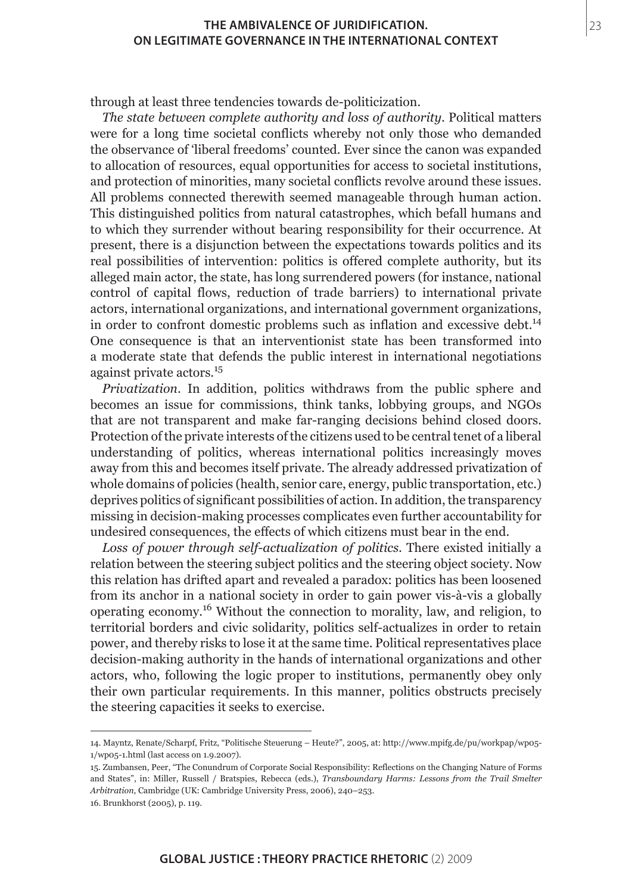through at least three tendencies towards de-politicization.

*The state between complete authority and loss of authority.* Political matters were for a long time societal conflicts whereby not only those who demanded the observance of 'liberal freedoms' counted. Ever since the canon was expanded to allocation of resources, equal opportunities for access to societal institutions, and protection of minorities, many societal conflicts revolve around these issues. All problems connected therewith seemed manageable through human action. This distinguished politics from natural catastrophes, which befall humans and to which they surrender without bearing responsibility for their occurrence. At present, there is a disjunction between the expectations towards politics and its real possibilities of intervention: politics is offered complete authority, but its alleged main actor, the state, has long surrendered powers (for instance, national control of capital flows, reduction of trade barriers) to international private actors, international organizations, and international government organizations, in order to confront domestic problems such as inflation and excessive debt.[14] One consequence is that an interventionist state has been transformed into a moderate state that defends the public interest in international negotiations against private actors.[15]

*Privatization.* In addition, politics withdraws from the public sphere and becomes an issue for commissions, think tanks, lobbying groups, and NGOs that are not transparent and make far-ranging decisions behind closed doors. Protection of the private interests of the citizens used to be central tenet of a liberal understanding of politics, whereas international politics increasingly moves away from this and becomes itself private. The already addressed privatization of whole domains of policies (health, senior care, energy, public transportation, etc.) deprives politics of significant possibilities of action. In addition, the transparency missing in decision-making processes complicates even further accountability for undesired consequences, the effects of which citizens must bear in the end.

*Loss of power through self-actualization of politics.* There existed initially a relation between the steering subject politics and the steering object society. Now this relation has drifted apart and revealed a paradox: politics has been loosened from its anchor in a national society in order to gain power vis-à-vis a globally operating economy.[16] Without the connection to morality, law, and religion, to territorial borders and civic solidarity, politics self-actualizes in order to retain power, and thereby risks to lose it at the same time. Political representatives place decision-making authority in the hands of international organizations and other actors, who, following the logic proper to institutions, permanently obey only their own particular requirements. In this manner, politics obstructs precisely the steering capacities it seeks to exercise.

---

14. Mayntz, Renate/Scharpf, Fritz, "Politische Steuerung – Heute?", 2005, at: http://www.mpifg.de/pu/workpap/wp05-1/wp05-1.html (last access on 1.9.2007).

15. Zumbansen, Peer, "The Conundrum of Corporate Social Responsibility: Reflections on the Changing Nature of Forms and States", in: Miller, Russell / Bratspies, Rebecca (eds.), *Transboundary Harms: Lessons from the Trail Smelter Arbitration*, Cambridge (UK: Cambridge University Press, 2006), 240–253.

16. Brunkhorst (2005), p. 119.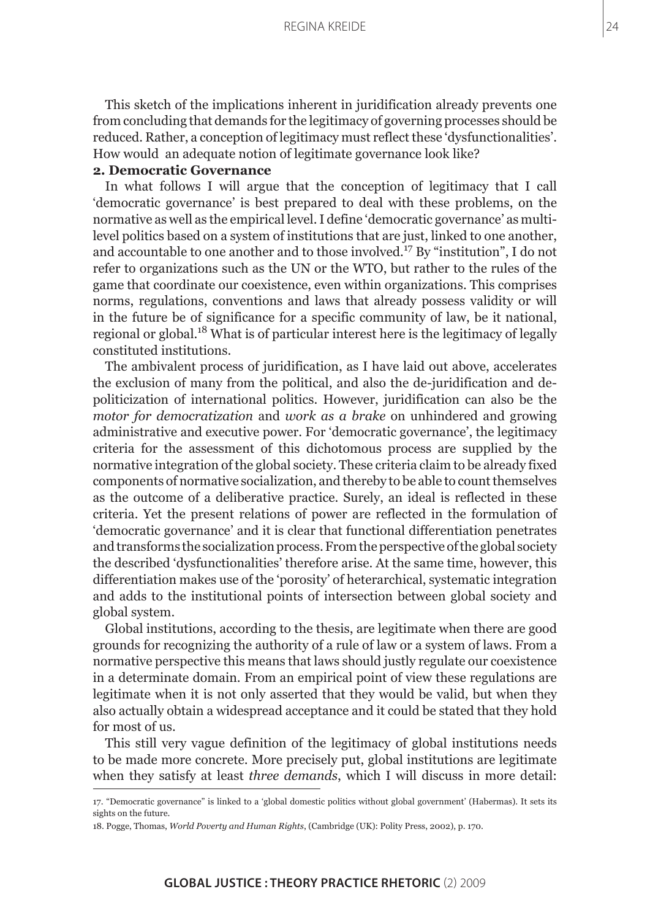This sketch of the implications inherent in juridification already prevents one from concluding that demands for the legitimacy of governing processes should be reduced. Rather, a conception of legitimacy must reflect these 'dysfunctionalities'. How would an adequate notion of legitimate governance look like?

## 2. Democratic Governance

In what follows I will argue that the conception of legitimacy that I call 'democratic governance' is best prepared to deal with these problems, on the normative as well as the empirical level. I define 'democratic governance' as multi-level politics based on a system of institutions that are just, linked to one another, and accountable to one another and to those involved.[17] By "institution", I do not refer to organizations such as the UN or the WTO, but rather to the rules of the game that coordinate our coexistence, even within organizations. This comprises norms, regulations, conventions and laws that already possess validity or will in the future be of significance for a specific community of law, be it national, regional or global.[18] What is of particular interest here is the legitimacy of legally constituted institutions.

The ambivalent process of juridification, as I have laid out above, accelerates the exclusion of many from the political, and also the de-juridification and de-politicization of international politics. However, juridification can also be the *motor for democratization* and *work as a brake* on unhindered and growing administrative and executive power. For 'democratic governance', the legitimacy criteria for the assessment of this dichotomous process are supplied by the normative integration of the global society. These criteria claim to be already fixed components of normative socialization, and thereby to be able to count themselves as the outcome of a deliberative practice. Surely, an ideal is reflected in these criteria. Yet the present relations of power are reflected in the formulation of 'democratic governance' and it is clear that functional differentiation penetrates and transforms the socialization process. From the perspective of the global society the described 'dysfunctionalities' therefore arise. At the same time, however, this differentiation makes use of the 'porosity' of heterarchical, systematic integration and adds to the institutional points of intersection between global society and global system.

Global institutions, according to the thesis, are legitimate when there are good grounds for recognizing the authority of a rule of law or a system of laws. From a normative perspective this means that laws should justly regulate our coexistence in a determinate domain. From an empirical point of view these regulations are legitimate when it is not only asserted that they would be valid, but when they also actually obtain a widespread acceptance and it could be stated that they hold for most of us.

This still very vague definition of the legitimacy of global institutions needs to be made more concrete. More precisely put, global institutions are legitimate when they satisfy at least *three demands*, which I will discuss in more detail:

---

17. "Democratic governance" is linked to a 'global domestic politics without global government' (Habermas). It sets its sights on the future.

18. Pogge, Thomas, *World Poverty and Human Rights*, (Cambridge (UK): Polity Press, 2002), p. 170.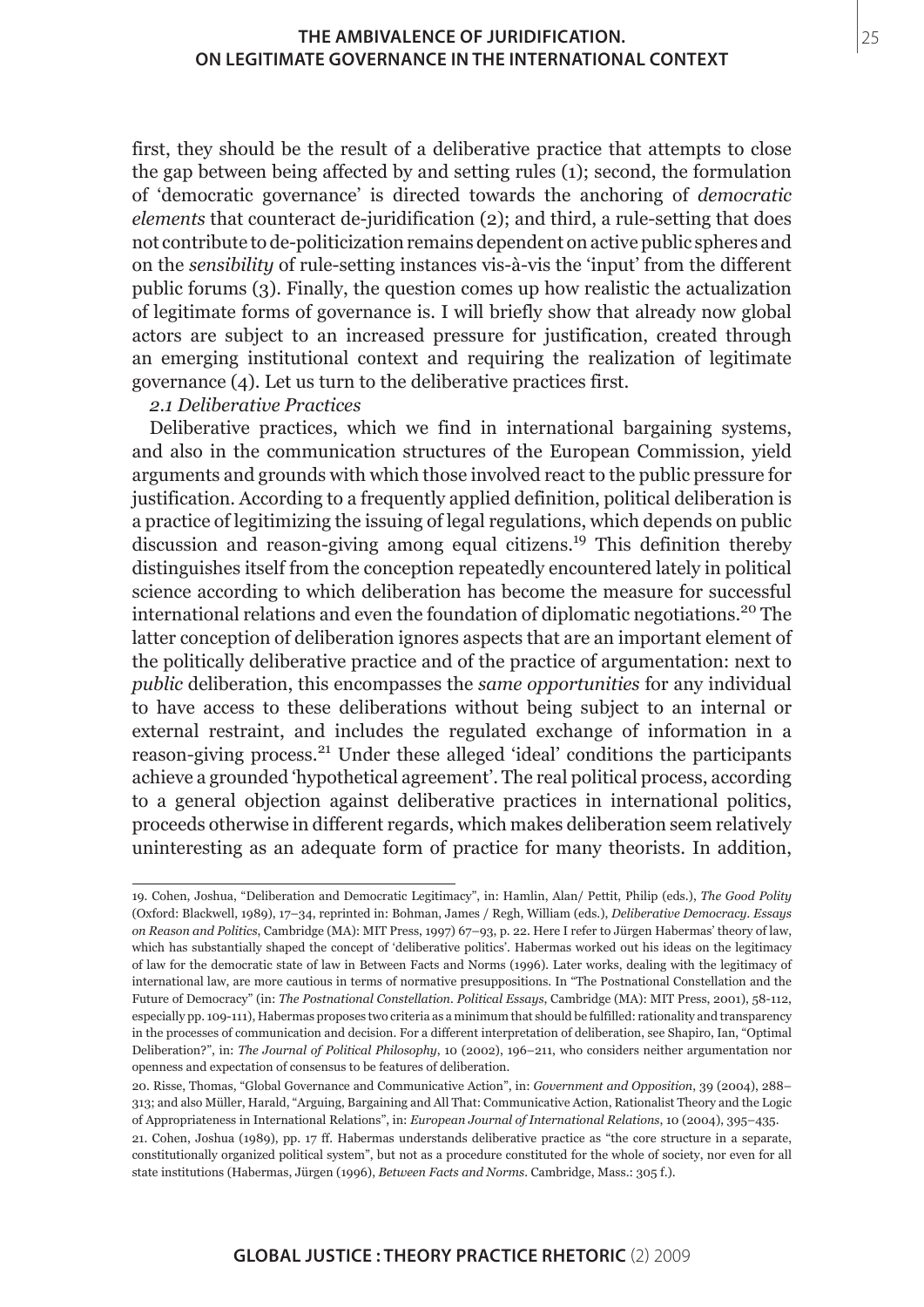first, they should be the result of a deliberative practice that attempts to close the gap between being affected by and setting rules (1); second, the formulation of 'democratic governance' is directed towards the anchoring of *democratic elements* that counteract de-juridification (2); and third, a rule-setting that does not contribute to de-politicization remains dependent on active public spheres and on the *sensibility* of rule-setting instances vis-à-vis the 'input' from the different public forums (3). Finally, the question comes up how realistic the actualization of legitimate forms of governance is. I will briefly show that already now global actors are subject to an increased pressure for justification, created through an emerging institutional context and requiring the realization of legitimate governance (4). Let us turn to the deliberative practices first.

### *2.1 Deliberative Practices*

Deliberative practices, which we find in international bargaining systems, and also in the communication structures of the European Commission, yield arguments and grounds with which those involved react to the public pressure for justification. According to a frequently applied definition, political deliberation is a practice of legitimizing the issuing of legal regulations, which depends on public discussion and reason-giving among equal citizens.[19] This definition thereby distinguishes itself from the conception repeatedly encountered lately in political science according to which deliberation has become the measure for successful international relations and even the foundation of diplomatic negotiations.[20] The latter conception of deliberation ignores aspects that are an important element of the politically deliberative practice and of the practice of argumentation: next to *public* deliberation, this encompasses the *same opportunities* for any individual to have access to these deliberations without being subject to an internal or external restraint, and includes the regulated exchange of information in a reason-giving process.[21] Under these alleged 'ideal' conditions the participants achieve a grounded 'hypothetical agreement'. The real political process, according to a general objection against deliberative practices in international politics, proceeds otherwise in different regards, which makes deliberation seem relatively uninteresting as an adequate form of practice for many theorists. In addition,

---

19. Cohen, Joshua, "Deliberation and Democratic Legitimacy", in: Hamlin, Alan/ Pettit, Philip (eds.), *The Good Polity* (Oxford: Blackwell, 1989), 17–34, reprinted in: Bohman, James / Regh, William (eds.), *Deliberative Democracy. Essays on Reason and Politics*, Cambridge (MA): MIT Press, 1997) 67–93, p. 22. Here I refer to Jürgen Habermas' theory of law, which has substantially shaped the concept of 'deliberative politics'. Habermas worked out his ideas on the legitimacy of law for the democratic state of law in Between Facts and Norms (1996). Later works, dealing with the legitimacy of international law, are more cautious in terms of normative presuppositions. In "The Postnational Constellation and the Future of Democracy" (in: *The Postnational Constellation. Political Essays*, Cambridge (MA): MIT Press, 2001), 58-112, especially pp. 109-111), Habermas proposes two criteria as a minimum that should be fulfilled: rationality and transparency in the processes of communication and decision. For a different interpretation of deliberation, see Shapiro, Ian, "Optimal Deliberation?", in: *The Journal of Political Philosophy*, 10 (2002), 196–211, who considers neither argumentation nor openness and expectation of consensus to be features of deliberation.

20. Risse, Thomas, "Global Governance and Communicative Action", in: *Government and Opposition*, 39 (2004), 288–313; and also Müller, Harald, "Arguing, Bargaining and All That: Communicative Action, Rationalist Theory and the Logic of Appropriateness in International Relations", in: *European Journal of International Relations*, 10 (2004), 395–435.

21. Cohen, Joshua (1989), pp. 17 ff. Habermas understands deliberative practice as "the core structure in a separate, constitutionally organized political system", but not as a procedure constituted for the whole of society, nor even for all state institutions (Habermas, Jürgen (1996), *Between Facts and Norms*. Cambridge, Mass.: 305 f.).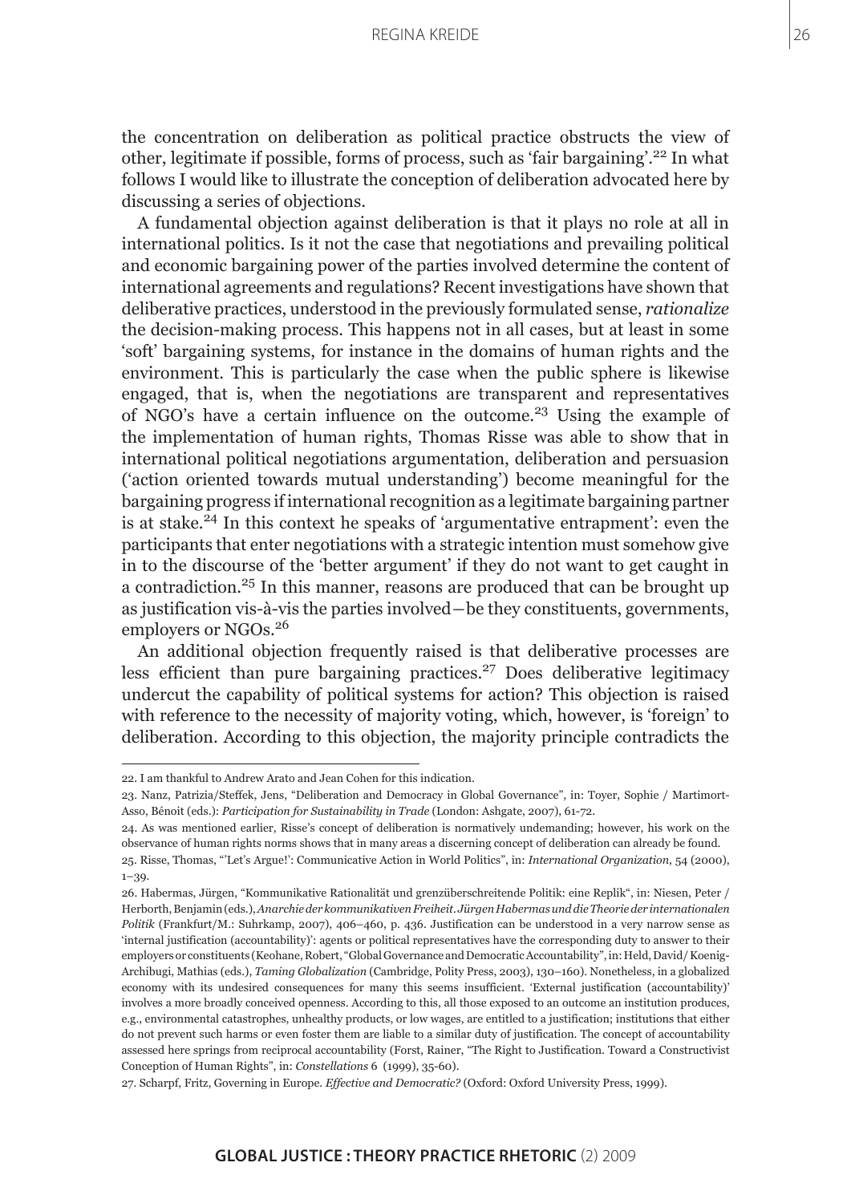the concentration on deliberation as political practice obstructs the view of other, legitimate if possible, forms of process, such as 'fair bargaining'.[22] In what follows I would like to illustrate the conception of deliberation advocated here by discussing a series of objections.

A fundamental objection against deliberation is that it plays no role at all in international politics. Is it not the case that negotiations and prevailing political and economic bargaining power of the parties involved determine the content of international agreements and regulations? Recent investigations have shown that deliberative practices, understood in the previously formulated sense, *rationalize* the decision-making process. This happens not in all cases, but at least in some 'soft' bargaining systems, for instance in the domains of human rights and the environment. This is particularly the case when the public sphere is likewise engaged, that is, when the negotiations are transparent and representatives of NGO's have a certain influence on the outcome.[23] Using the example of the implementation of human rights, Thomas Risse was able to show that in international political negotiations argumentation, deliberation and persuasion ('action oriented towards mutual understanding') become meaningful for the bargaining progress if international recognition as a legitimate bargaining partner is at stake.[24] In this context he speaks of 'argumentative entrapment': even the participants that enter negotiations with a strategic intention must somehow give in to the discourse of the 'better argument' if they do not want to get caught in a contradiction.[25] In this manner, reasons are produced that can be brought up as justification vis-à-vis the parties involved—be they constituents, governments, employers or NGOs.[26]

An additional objection frequently raised is that deliberative processes are less efficient than pure bargaining practices.[27] Does deliberative legitimacy undercut the capability of political systems for action? This objection is raised with reference to the necessity of majority voting, which, however, is 'foreign' to deliberation. According to this objection, the majority principle contradicts the

---

22. I am thankful to Andrew Arato and Jean Cohen for this indication.

23. Nanz, Patrizia/Steffek, Jens, "Deliberation and Democracy in Global Governance", in: Toyer, Sophie / Martimort-Asso, Bénoit (eds.): *Participation for Sustainability in Trade* (London: Ashgate, 2007), 61-72.

24. As was mentioned earlier, Risse's concept of deliberation is normatively undemanding; however, his work on the observance of human rights norms shows that in many areas a discerning concept of deliberation can already be found.

25. Risse, Thomas, "'Let's Argue!': Communicative Action in World Politics", in: *International Organization*, 54 (2000), 1–39.

26. Habermas, Jürgen, "Kommunikative Rationalität und grenzüberschreitende Politik: eine Replik", in: Niesen, Peter / Herborth, Benjamin (eds.), *Anarchie der kommunikativen Freiheit. Jürgen Habermas und die Theorie der internationalen Politik* (Frankfurt/M.: Suhrkamp, 2007), 406–460, p. 436. Justification can be understood in a very narrow sense as 'internal justification (accountability)': agents or political representatives have the corresponding duty to answer to their employers or constituents (Keohane, Robert, "Global Governance and Democratic Accountability", in: Held, David/ Koenig-Archibugi, Mathias (eds.), *Taming Globalization* (Cambridge, Polity Press, 2003), 130–160). Nonetheless, in a globalized economy with its undesired consequences for many this seems insufficient. 'External justification (accountability)' involves a more broadly conceived openness. According to this, all those exposed to an outcome an institution produces, e.g., environmental catastrophes, unhealthy products, or low wages, are entitled to a justification; institutions that either do not prevent such harms or even foster them are liable to a similar duty of justification. The concept of accountability assessed here springs from reciprocal accountability (Forst, Rainer, "The Right to Justification. Toward a Constructivist Conception of Human Rights", in: *Constellations* 6 (1999), 35-60).

27. Scharpf, Fritz, Governing in Europe. *Effective and Democratic?* (Oxford: Oxford University Press, 1999).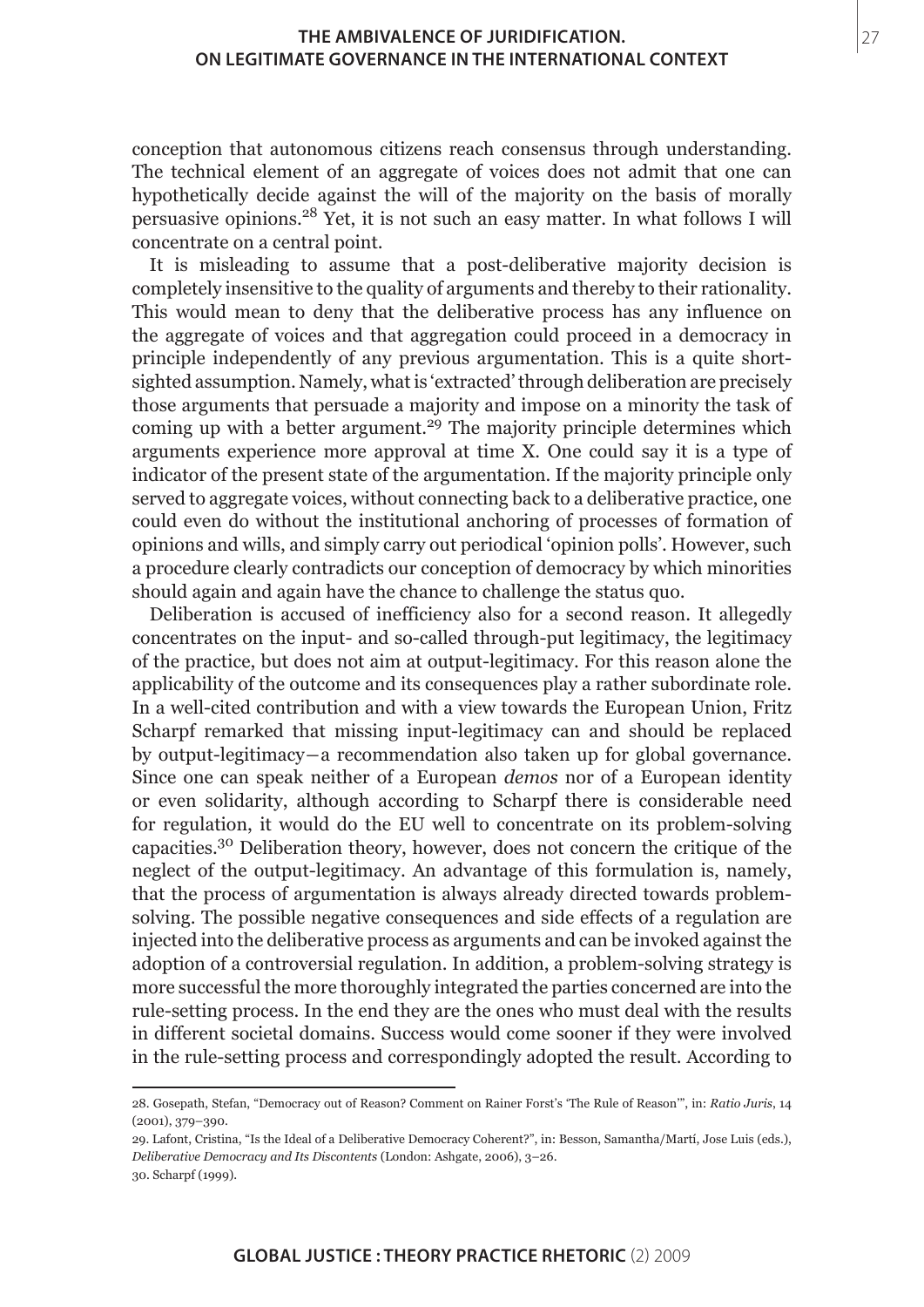conception that autonomous citizens reach consensus through understanding. The technical element of an aggregate of voices does not admit that one can hypothetically decide against the will of the majority on the basis of morally persuasive opinions.[28] Yet, it is not such an easy matter. In what follows I will concentrate on a central point.

It is misleading to assume that a post-deliberative majority decision is completely insensitive to the quality of arguments and thereby to their rationality. This would mean to deny that the deliberative process has any influence on the aggregate of voices and that aggregation could proceed in a democracy in principle independently of any previous argumentation. This is a quite short-sighted assumption. Namely, what is 'extracted' through deliberation are precisely those arguments that persuade a majority and impose on a minority the task of coming up with a better argument.[29] The majority principle determines which arguments experience more approval at time X. One could say it is a type of indicator of the present state of the argumentation. If the majority principle only served to aggregate voices, without connecting back to a deliberative practice, one could even do without the institutional anchoring of processes of formation of opinions and wills, and simply carry out periodical 'opinion polls'. However, such a procedure clearly contradicts our conception of democracy by which minorities should again and again have the chance to challenge the status quo.

Deliberation is accused of inefficiency also for a second reason. It allegedly concentrates on the input- and so-called through-put legitimacy, the legitimacy of the practice, but does not aim at output-legitimacy. For this reason alone the applicability of the outcome and its consequences play a rather subordinate role. In a well-cited contribution and with a view towards the European Union, Fritz Scharpf remarked that missing input-legitimacy can and should be replaced by output-legitimacy—a recommendation also taken up for global governance. Since one can speak neither of a European *demos* nor of a European identity or even solidarity, although according to Scharpf there is considerable need for regulation, it would do the EU well to concentrate on its problem-solving capacities.[30] Deliberation theory, however, does not concern the critique of the neglect of the output-legitimacy. An advantage of this formulation is, namely, that the process of argumentation is always already directed towards problem-solving. The possible negative consequences and side effects of a regulation are injected into the deliberative process as arguments and can be invoked against the adoption of a controversial regulation. In addition, a problem-solving strategy is more successful the more thoroughly integrated the parties concerned are into the rule-setting process. In the end they are the ones who must deal with the results in different societal domains. Success would come sooner if they were involved in the rule-setting process and correspondingly adopted the result. According to

---

28. Gosepath, Stefan, "Democracy out of Reason? Comment on Rainer Forst's 'The Rule of Reason'", in: *Ratio Juris*, 14 (2001), 379–390.

29. Lafont, Cristina, "Is the Ideal of a Deliberative Democracy Coherent?", in: Besson, Samantha/Martí, Jose Luis (eds.), *Deliberative Democracy and Its Discontents* (London: Ashgate, 2006), 3–26.

30. Scharpf (1999).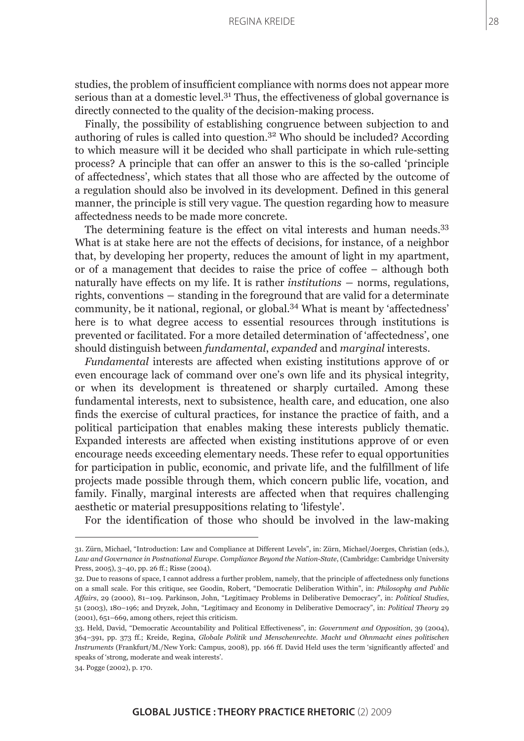studies, the problem of insufficient compliance with norms does not appear more serious than at a domestic level.[31] Thus, the effectiveness of global governance is directly connected to the quality of the decision-making process.

Finally, the possibility of establishing congruence between subjection to and authoring of rules is called into question.[32] Who should be included? According to which measure will it be decided who shall participate in which rule-setting process? A principle that can offer an answer to this is the so-called 'principle of affectedness', which states that all those who are affected by the outcome of a regulation should also be involved in its development. Defined in this general manner, the principle is still very vague. The question regarding how to measure affectedness needs to be made more concrete.

The determining feature is the effect on vital interests and human needs.[33] What is at stake here are not the effects of decisions, for instance, of a neighbor that, by developing her property, reduces the amount of light in my apartment, or of a management that decides to raise the price of coffee – although both naturally have effects on my life. It is rather *institutions* — norms, regulations, rights, conventions — standing in the foreground that are valid for a determinate community, be it national, regional, or global.[34] What is meant by 'affectedness' here is to what degree access to essential resources through institutions is prevented or facilitated. For a more detailed determination of 'affectedness', one should distinguish between *fundamental*, *expanded* and *marginal* interests.

*Fundamental* interests are affected when existing institutions approve of or even encourage lack of command over one's own life and its physical integrity, or when its development is threatened or sharply curtailed. Among these fundamental interests, next to subsistence, health care, and education, one also finds the exercise of cultural practices, for instance the practice of faith, and a political participation that enables making these interests publicly thematic. Expanded interests are affected when existing institutions approve of or even encourage needs exceeding elementary needs. These refer to equal opportunities for participation in public, economic, and private life, and the fulfillment of life projects made possible through them, which concern public life, vocation, and family. Finally, marginal interests are affected when that requires challenging aesthetic or material presuppositions relating to 'lifestyle'.

For the identification of those who should be involved in the law-making

---

31. Zürn, Michael, "Introduction: Law and Compliance at Different Levels", in: Zürn, Michael/Joerges, Christian (eds.), *Law and Governance in Postnational Europe. Compliance Beyond the Nation-State*, (Cambridge: Cambridge University Press, 2005), 3–40, pp. 26 ff.; Risse (2004).

32. Due to reasons of space, I cannot address a further problem, namely, that the principle of affectedness only functions on a small scale. For this critique, see Goodin, Robert, "Democratic Deliberation Within", in: *Philosophy and Public Affairs*, 29 (2000), 81–109. Parkinson, John, "Legitimacy Problems in Deliberative Democracy", in: *Political Studies*, 51 (2003), 180–196; and Dryzek, John, "Legitimacy and Economy in Deliberative Democracy", in: *Political Theory* 29 (2001), 651–669, among others, reject this criticism.

33. Held, David, "Democratic Accountability and Political Effectiveness", in: *Government and Opposition*, 39 (2004), 364–391, pp. 373 ff.; Kreide, Regina, *Globale Politik und Menschenrechte. Macht und Ohnmacht eines politischen Instruments* (Frankfurt/M./New York: Campus, 2008), pp. 166 ff. David Held uses the term 'significantly affected' and speaks of 'strong, moderate and weak interests'.

34. Pogge (2002), p. 170.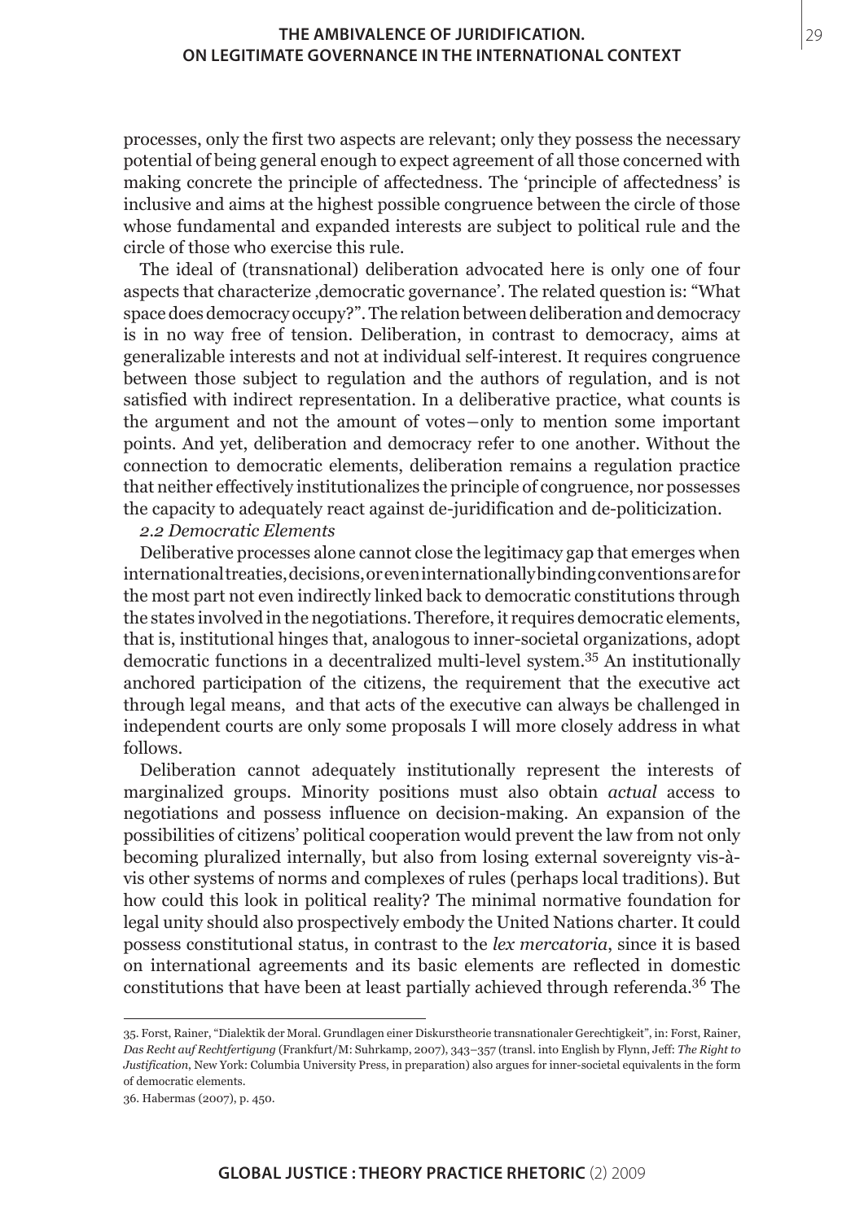processes, only the first two aspects are relevant; only they possess the necessary potential of being general enough to expect agreement of all those concerned with making concrete the principle of affectedness. The 'principle of affectedness' is inclusive and aims at the highest possible congruence between the circle of those whose fundamental and expanded interests are subject to political rule and the circle of those who exercise this rule.

The ideal of (transnational) deliberation advocated here is only one of four aspects that characterize ‚democratic governance'. The related question is: "What space does democracy occupy?". The relation between deliberation and democracy is in no way free of tension. Deliberation, in contrast to democracy, aims at generalizable interests and not at individual self-interest. It requires congruence between those subject to regulation and the authors of regulation, and is not satisfied with indirect representation. In a deliberative practice, what counts is the argument and not the amount of votes—only to mention some important points. And yet, deliberation and democracy refer to one another. Without the connection to democratic elements, deliberation remains a regulation practice that neither effectively institutionalizes the principle of congruence, nor possesses the capacity to adequately react against de-juridification and de-politicization.

### *2.2 Democratic Elements*

Deliberative processes alone cannot close the legitimacy gap that emerges when international treaties, decisions, or even internationally binding conventions are for the most part not even indirectly linked back to democratic constitutions through the states involved in the negotiations. Therefore, it requires democratic elements, that is, institutional hinges that, analogous to inner-societal organizations, adopt democratic functions in a decentralized multi-level system.[35] An institutionally anchored participation of the citizens, the requirement that the executive act through legal means, and that acts of the executive can always be challenged in independent courts are only some proposals I will more closely address in what follows.

Deliberation cannot adequately institutionally represent the interests of marginalized groups. Minority positions must also obtain *actual* access to negotiations and possess influence on decision-making. An expansion of the possibilities of citizens' political cooperation would prevent the law from not only becoming pluralized internally, but also from losing external sovereignty vis-à-vis other systems of norms and complexes of rules (perhaps local traditions). But how could this look in political reality? The minimal normative foundation for legal unity should also prospectively embody the United Nations charter. It could possess constitutional status, in contrast to the *lex mercatoria*, since it is based on international agreements and its basic elements are reflected in domestic constitutions that have been at least partially achieved through referenda.[36] The

---

35. Forst, Rainer, "Dialektik der Moral. Grundlagen einer Diskurstheorie transnationaler Gerechtigkeit", in: Forst, Rainer, *Das Recht auf Rechtfertigung* (Frankfurt/M: Suhrkamp, 2007), 343–357 (transl. into English by Flynn, Jeff: *The Right to Justification*, New York: Columbia University Press, in preparation) also argues for inner-societal equivalents in the form of democratic elements.

36. Habermas (2007), p. 450.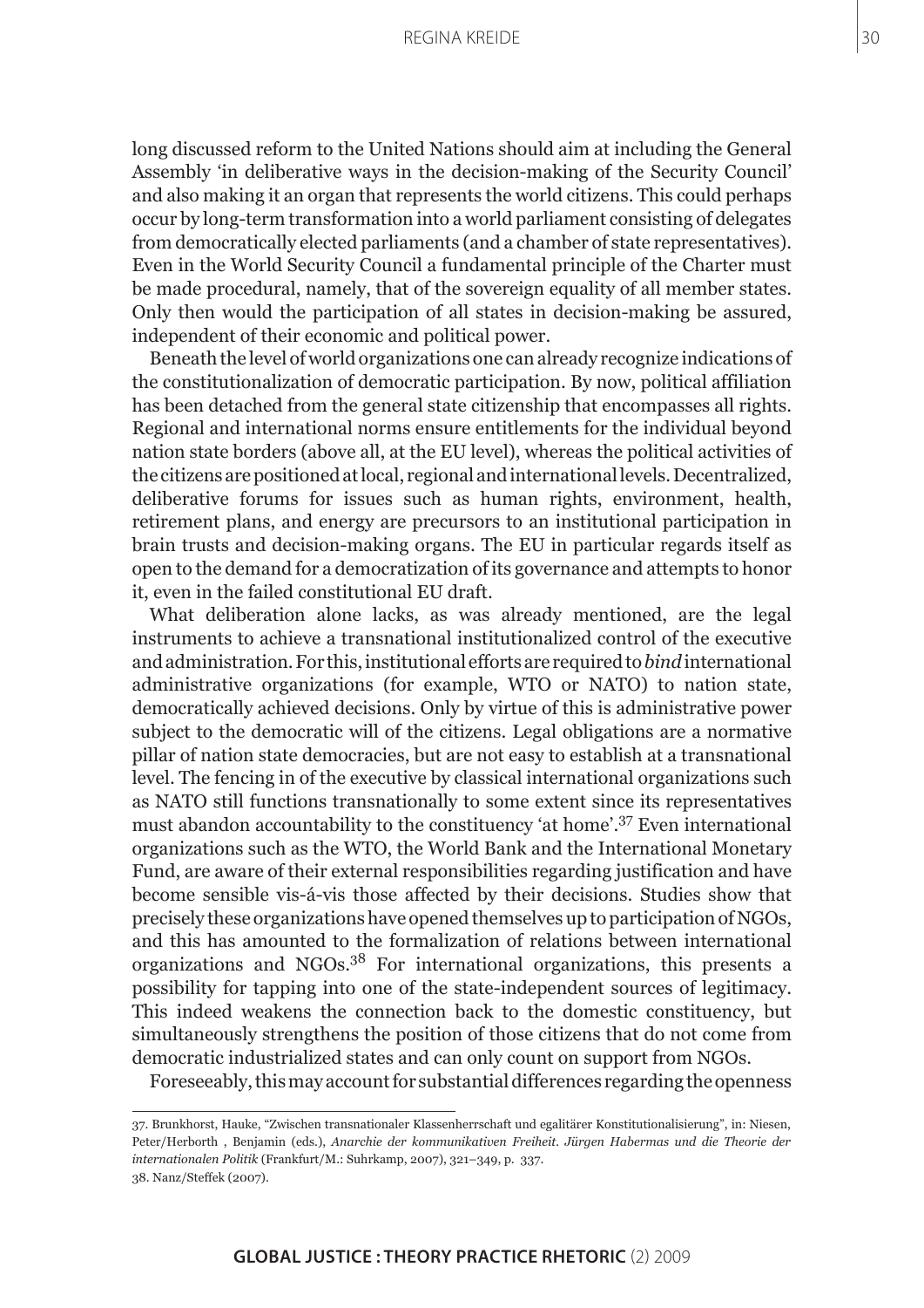long discussed reform to the United Nations should aim at including the General Assembly 'in deliberative ways in the decision-making of the Security Council' and also making it an organ that represents the world citizens. This could perhaps occur by long-term transformation into a world parliament consisting of delegates from democratically elected parliaments (and a chamber of state representatives). Even in the World Security Council a fundamental principle of the Charter must be made procedural, namely, that of the sovereign equality of all member states. Only then would the participation of all states in decision-making be assured, independent of their economic and political power.

Beneath the level of world organizations one can already recognize indications of the constitutionalization of democratic participation. By now, political affiliation has been detached from the general state citizenship that encompasses all rights. Regional and international norms ensure entitlements for the individual beyond nation state borders (above all, at the EU level), whereas the political activities of the citizens are positioned at local, regional and international levels. Decentralized, deliberative forums for issues such as human rights, environment, health, retirement plans, and energy are precursors to an institutional participation in brain trusts and decision-making organs. The EU in particular regards itself as open to the demand for a democratization of its governance and attempts to honor it, even in the failed constitutional EU draft.

What deliberation alone lacks, as was already mentioned, are the legal instruments to achieve a transnational institutionalized control of the executive and administration. For this, institutional efforts are required to *bind* international administrative organizations (for example, WTO or NATO) to nation state, democratically achieved decisions. Only by virtue of this is administrative power subject to the democratic will of the citizens. Legal obligations are a normative pillar of nation state democracies, but are not easy to establish at a transnational level. The fencing in of the executive by classical international organizations such as NATO still functions transnationally to some extent since its representatives must abandon accountability to the constituency 'at home'.[37] Even international organizations such as the WTO, the World Bank and the International Monetary Fund, are aware of their external responsibilities regarding justification and have become sensible vis-á-vis those affected by their decisions. Studies show that precisely these organizations have opened themselves up to participation of NGOs, and this has amounted to the formalization of relations between international organizations and NGOs.[38] For international organizations, this presents a possibility for tapping into one of the state-independent sources of legitimacy. This indeed weakens the connection back to the domestic constituency, but simultaneously strengthens the position of those citizens that do not come from democratic industrialized states and can only count on support from NGOs.

Foreseeably, this may account for substantial differences regarding the openness

---

37. Brunkhorst, Hauke, "Zwischen transnationaler Klassenherrschaft und egalitärer Konstitutionalisierung", in: Niesen, Peter/Herborth , Benjamin (eds.), *Anarchie der kommunikativen Freiheit. Jürgen Habermas und die Theorie der internationalen Politik* (Frankfurt/M.: Suhrkamp, 2007), 321–349, p. 337.

38. Nanz/Steffek (2007).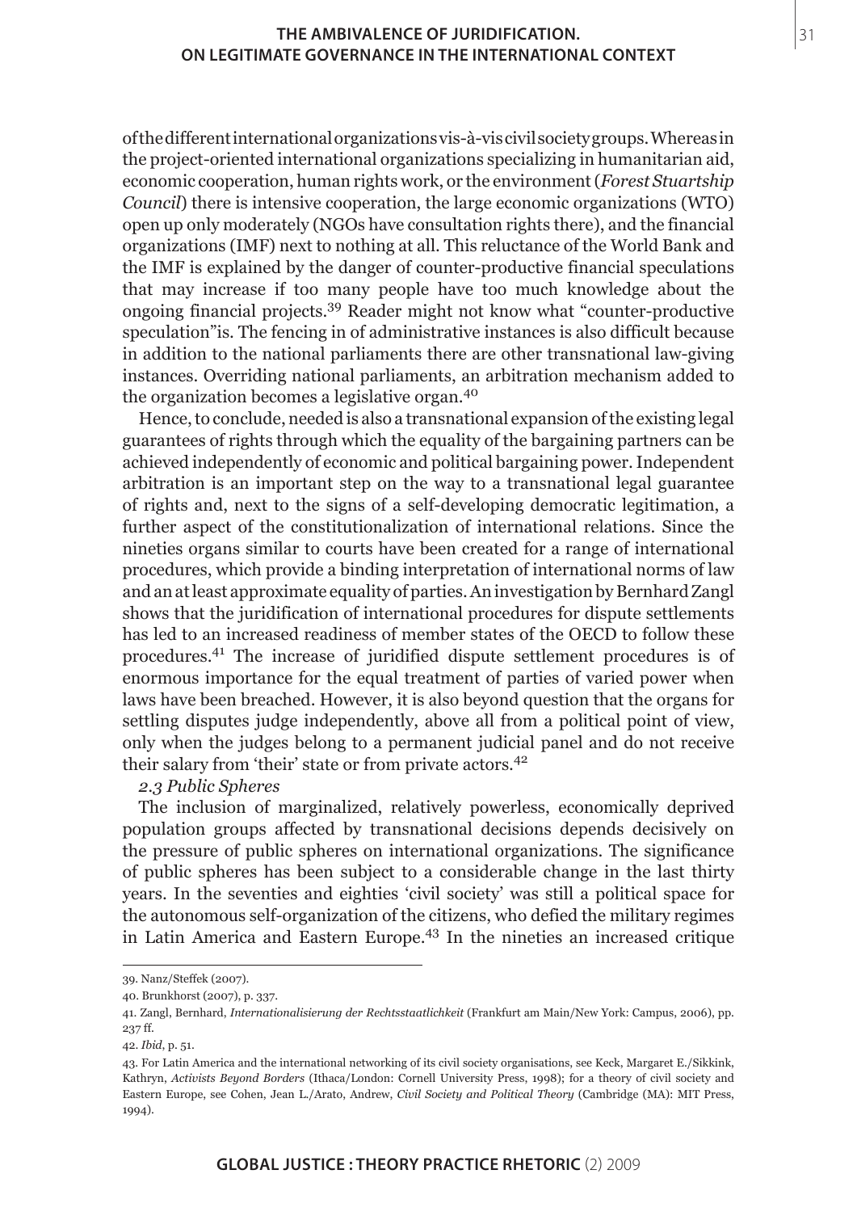of the different international organizations vis-à-vis civil society groups. Whereas in the project-oriented international organizations specializing in humanitarian aid, economic cooperation, human rights work, or the environment (*Forest Stuartship Council*) there is intensive cooperation, the large economic organizations (WTO) open up only moderately (NGOs have consultation rights there), and the financial organizations (IMF) next to nothing at all. This reluctance of the World Bank and the IMF is explained by the danger of counter-productive financial speculations that may increase if too many people have too much knowledge about the ongoing financial projects.[39] Reader might not know what "counter-productive speculation"is. The fencing in of administrative instances is also difficult because in addition to the national parliaments there are other transnational law-giving instances. Overriding national parliaments, an arbitration mechanism added to the organization becomes a legislative organ.[40]

Hence, to conclude, needed is also a transnational expansion of the existing legal guarantees of rights through which the equality of the bargaining partners can be achieved independently of economic and political bargaining power. Independent arbitration is an important step on the way to a transnational legal guarantee of rights and, next to the signs of a self-developing democratic legitimation, a further aspect of the constitutionalization of international relations. Since the nineties organs similar to courts have been created for a range of international procedures, which provide a binding interpretation of international norms of law and an at least approximate equality of parties. An investigation by Bernhard Zangl shows that the juridification of international procedures for dispute settlements has led to an increased readiness of member states of the OECD to follow these procedures.[41] The increase of juridified dispute settlement procedures is of enormous importance for the equal treatment of parties of varied power when laws have been breached. However, it is also beyond question that the organs for settling disputes judge independently, above all from a political point of view, only when the judges belong to a permanent judicial panel and do not receive their salary from 'their' state or from private actors.[42]

### *2.3 Public Spheres*

The inclusion of marginalized, relatively powerless, economically deprived population groups affected by transnational decisions depends decisively on the pressure of public spheres on international organizations. The significance of public spheres has been subject to a considerable change in the last thirty years. In the seventies and eighties 'civil society' was still a political space for the autonomous self-organization of the citizens, who defied the military regimes in Latin America and Eastern Europe.[43] In the nineties an increased critique

---

39. Nanz/Steffek (2007).

40. Brunkhorst (2007), p. 337.

41. Zangl, Bernhard, *Internationalisierung der Rechtsstaatlichkeit* (Frankfurt am Main/New York: Campus, 2006), pp. 237 ff.

42. *Ibid*, p. 51.

43. For Latin America and the international networking of its civil society organisations, see Keck, Margaret E./Sikkink, Kathryn, *Activists Beyond Borders* (Ithaca/London: Cornell University Press, 1998); for a theory of civil society and Eastern Europe, see Cohen, Jean L./Arato, Andrew, *Civil Society and Political Theory* (Cambridge (MA): MIT Press, 1994).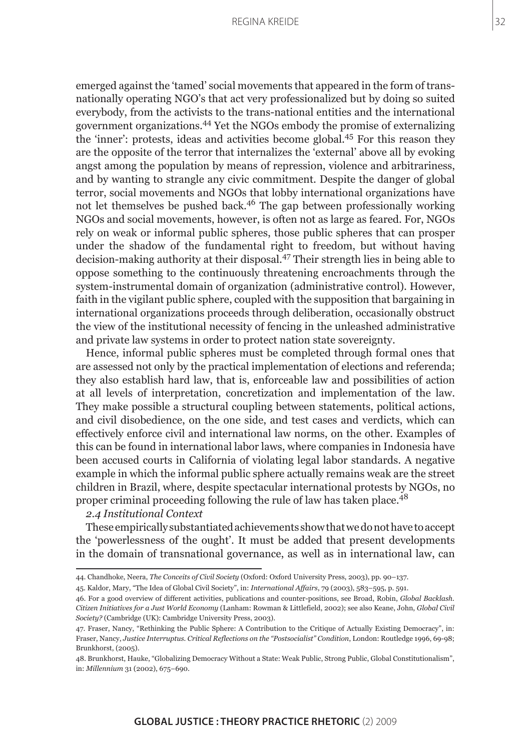emerged against the 'tamed' social movements that appeared in the form of trans-nationally operating NGO's that act very professionalized but by doing so suited everybody, from the activists to the trans-national entities and the international government organizations.[44] Yet the NGOs embody the promise of externalizing the 'inner': protests, ideas and activities become global.[45] For this reason they are the opposite of the terror that internalizes the 'external' above all by evoking angst among the population by means of repression, violence and arbitrariness, and by wanting to strangle any civic commitment. Despite the danger of global terror, social movements and NGOs that lobby international organizations have not let themselves be pushed back.[46] The gap between professionally working NGOs and social movements, however, is often not as large as feared. For, NGOs rely on weak or informal public spheres, those public spheres that can prosper under the shadow of the fundamental right to freedom, but without having decision-making authority at their disposal.[47] Their strength lies in being able to oppose something to the continuously threatening encroachments through the system-instrumental domain of organization (administrative control). However, faith in the vigilant public sphere, coupled with the supposition that bargaining in international organizations proceeds through deliberation, occasionally obstruct the view of the institutional necessity of fencing in the unleashed administrative and private law systems in order to protect nation state sovereignty.

Hence, informal public spheres must be completed through formal ones that are assessed not only by the practical implementation of elections and referenda; they also establish hard law, that is, enforceable law and possibilities of action at all levels of interpretation, concretization and implementation of the law. They make possible a structural coupling between statements, political actions, and civil disobedience, on the one side, and test cases and verdicts, which can effectively enforce civil and international law norms, on the other. Examples of this can be found in international labor laws, where companies in Indonesia have been accused courts in California of violating legal labor standards. A negative example in which the informal public sphere actually remains weak are the street children in Brazil, where, despite spectacular international protests by NGOs, no proper criminal proceeding following the rule of law has taken place.[48]

### *2.4 Institutional Context*

These empirically substantiated achievements show that we do not have to accept the 'powerlessness of the ought'. It must be added that present developments in the domain of transnational governance, as well as in international law, can

---

44. Chandhoke, Neera, *The Conceits of Civil Society* (Oxford: Oxford University Press, 2003), pp. 90–137.

45. Kaldor, Mary, "The Idea of Global Civil Society", in: *International Affairs*, 79 (2003), 583–595, p. 591.

46. For a good overview of different activities, publications and counter-positions, see Broad, Robin, *Global Backlash. Citizen Initiatives for a Just World Economy* (Lanham: Rowman & Littlefield, 2002); see also Keane, John, *Global Civil Society?* (Cambridge (UK): Cambridge University Press, 2003).

47. Fraser, Nancy, "Rethinking the Public Sphere: A Contribution to the Critique of Actually Existing Democracy", in: Fraser, Nancy, *Justice Interruptus. Critical Reflections on the "Postsocialist" Condition*, London: Routledge 1996, 69-98; Brunkhorst, (2005).

48. Brunkhorst, Hauke, "Globalizing Democracy Without a State: Weak Public, Strong Public, Global Constitutionalism", in: *Millennium* 31 (2002), 675–690.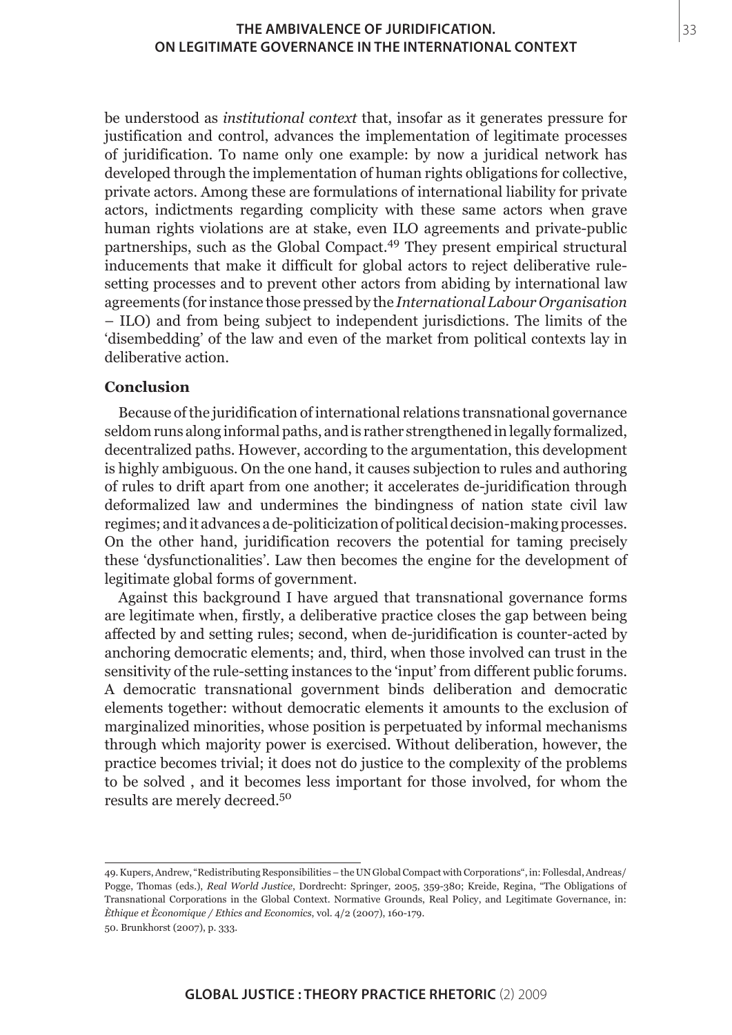be understood as *institutional context* that, insofar as it generates pressure for justification and control, advances the implementation of legitimate processes of juridification. To name only one example: by now a juridical network has developed through the implementation of human rights obligations for collective, private actors. Among these are formulations of international liability for private actors, indictments regarding complicity with these same actors when grave human rights violations are at stake, even ILO agreements and private-public partnerships, such as the Global Compact.[49] They present empirical structural inducements that make it difficult for global actors to reject deliberative rule-setting processes and to prevent other actors from abiding by international law agreements (for instance those pressed by the *International Labour Organisation* – ILO) and from being subject to independent jurisdictions. The limits of the 'disembedding' of the law and even of the market from political contexts lay in deliberative action.

## Conclusion

Because of the juridification of international relations transnational governance seldom runs along informal paths, and is rather strengthened in legally formalized, decentralized paths. However, according to the argumentation, this development is highly ambiguous. On the one hand, it causes subjection to rules and authoring of rules to drift apart from one another; it accelerates de-juridification through deformalized law and undermines the bindingness of nation state civil law regimes; and it advances a de-politicization of political decision-making processes. On the other hand, juridification recovers the potential for taming precisely these 'dysfunctionalities'. Law then becomes the engine for the development of legitimate global forms of government.

Against this background I have argued that transnational governance forms are legitimate when, firstly, a deliberative practice closes the gap between being affected by and setting rules; second, when de-juridification is counter-acted by anchoring democratic elements; and, third, when those involved can trust in the sensitivity of the rule-setting instances to the 'input' from different public forums. A democratic transnational government binds deliberation and democratic elements together: without democratic elements it amounts to the exclusion of marginalized minorities, whose position is perpetuated by informal mechanisms through which majority power is exercised. Without deliberation, however, the practice becomes trivial; it does not do justice to the complexity of the problems to be solved , and it becomes less important for those involved, for whom the results are merely decreed.[50]

---

49. Kupers, Andrew, "Redistributing Responsibilities – the UN Global Compact with Corporations", in: Follesdal, Andreas/ Pogge, Thomas (eds.), *Real World Justice*, Dordrecht: Springer, 2005, 359-380; Kreide, Regina, "The Obligations of Transnational Corporations in the Global Context. Normative Grounds, Real Policy, and Legitimate Governance, in: *Èthique et Èconomique / Ethics and Economics*, vol. 4/2 (2007), 160-179.

50. Brunkhorst (2007), p. 333.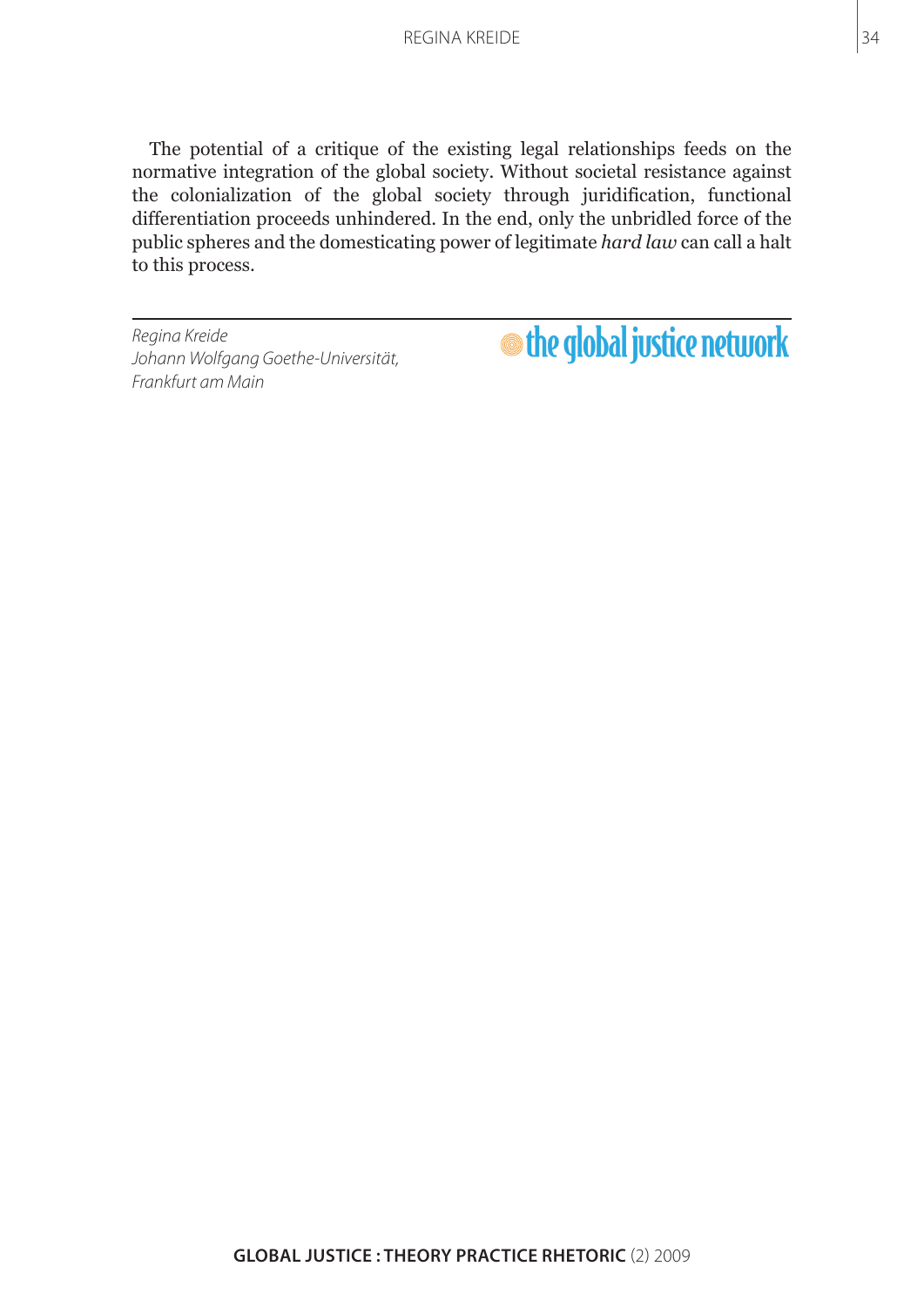The potential of a critique of the existing legal relationships feeds on the normative integration of the global society. Without societal resistance against the colonialization of the global society through juridification, functional differentiation proceeds unhindered. In the end, only the unbridled force of the public spheres and the domesticating power of legitimate *hard law* can call a halt to this process.

---

*Regina Kreide*
*Johann Wolfgang Goethe-Universität,*
*Frankfurt am Main*

the global justice network